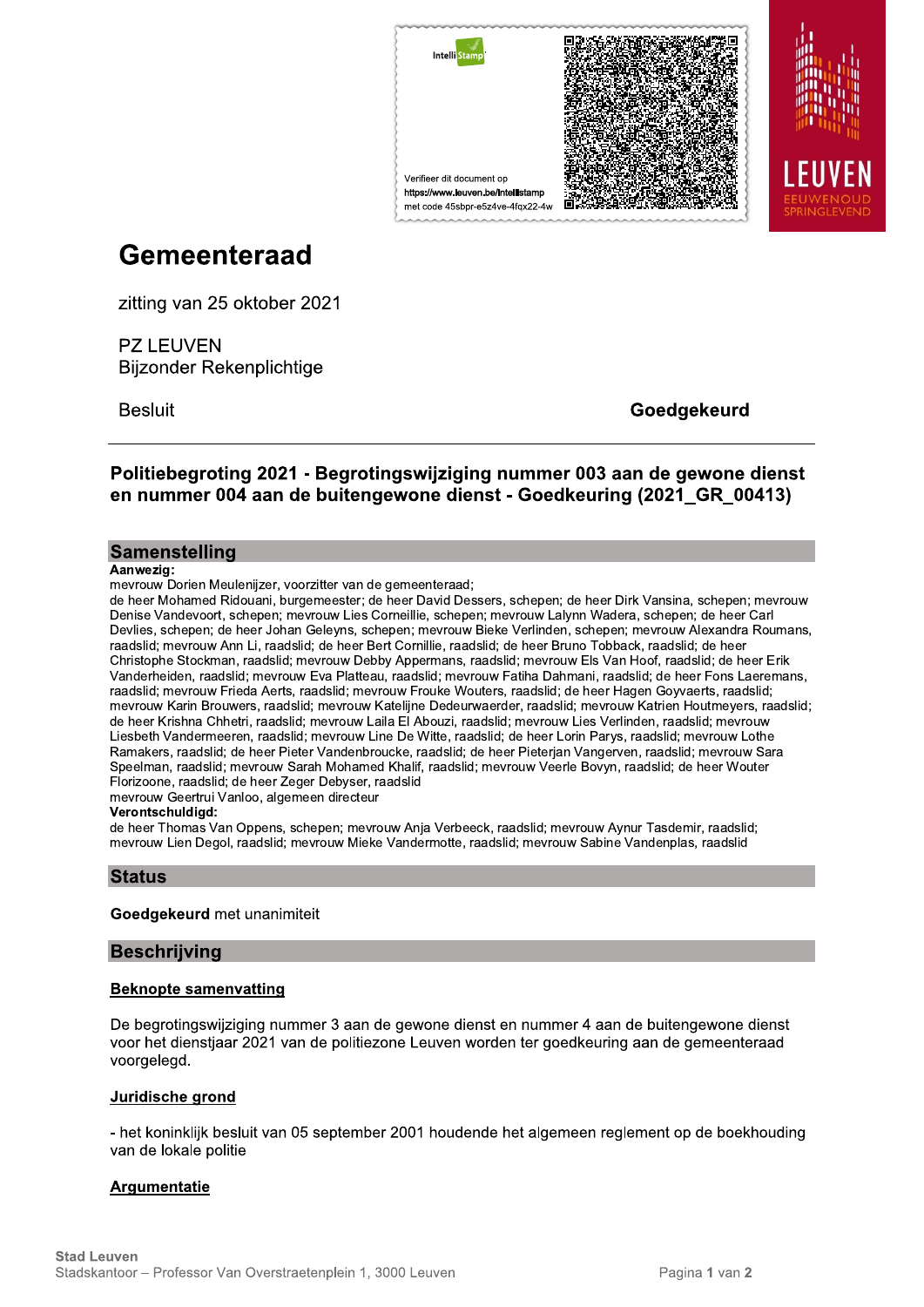Verifieer dit document op https://www.leuven.be/intellistamp met code 45sbpr-e5z4ve-4fqx22-4w

# Gemeenteraad

zitting van 25 oktober 2021

PZ LEUVEN
Bijzonder Rekenplichtige

Besluit **Goedgekeurd**

## Politiebegroting 2021 - Begrotingswijziging nummer 003 aan de gewone dienst en nummer 004 aan de buitengewone dienst - Goedkeuring (2021_GR_00413)

## Samenstelling

**Aanwezig:**
mevrouw Dorien Meulenijzer, voorzitter van de gemeenteraad;
de heer Mohamed Ridouani, burgemeester; de heer David Dessers, schepen; de heer Dirk Vansina, schepen; mevrouw Denise Vandevoort, schepen; mevrouw Lies Corneillie, schepen; mevrouw Lalynn Wadera, schepen; de heer Carl Devlies, schepen; de heer Johan Geleyns, schepen; mevrouw Bieke Verlinden, schepen; mevrouw Alexandra Roumans, raadslid; mevrouw Ann Li, raadslid; de heer Bert Cornillie, raadslid; de heer Bruno Tobback, raadslid; de heer Christophe Stockman, raadslid; mevrouw Debby Appermans, raadslid; mevrouw Els Van Hoof, raadslid; de heer Erik Vanderheiden, raadslid; mevrouw Eva Platteau, raadslid; mevrouw Fatiha Dahmani, raadslid; de heer Fons Laeremans, raadslid; mevrouw Frieda Aerts, raadslid; mevrouw Frouke Wouters, raadslid; de heer Hagen Goyvaerts, raadslid; mevrouw Karin Brouwers, raadslid; mevrouw Katelijne Dedeurwaerder, raadslid; mevrouw Katrien Houtmeyers, raadslid; de heer Krishna Chhetri, raadslid; mevrouw Laila El Abouzi, raadslid; mevrouw Lies Verlinden, raadslid; mevrouw Liesbeth Vandermeeren, raadslid; mevrouw Line De Witte, raadslid; de heer Lorin Parys, raadslid; mevrouw Lothe Ramakers, raadslid; de heer Pieter Vandenbroucke, raadslid; de heer Pieterjan Vangerven, raadslid; mevrouw Sara Speelman, raadslid; mevrouw Sarah Mohamed Khalif, raadslid; mevrouw Veerle Bovyn, raadslid; de heer Wouter Florizoone, raadslid; de heer Zeger Debyser, raadslid
mevrouw Geertrui Vanloo, algemeen directeur

**Verontschuldigd:**
de heer Thomas Van Oppens, schepen; mevrouw Anja Verbeeck, raadslid; mevrouw Aynur Tasdemir, raadslid; mevrouw Lien Degol, raadslid; mevrouw Mieke Vandermotte, raadslid; mevrouw Sabine Vandenplas, raadslid

## Status

**Goedgekeurd** met unanimiteit

## Beschrijving

### Beknopte samenvatting

De begrotingswijziging nummer 3 aan de gewone dienst en nummer 4 aan de buitengewone dienst voor het dienstjaar 2021 van de politiezone Leuven worden ter goedkeuring aan de gemeenteraad voorgelegd.

### Juridische grond

- het koninklijk besluit van 05 september 2001 houdende het algemeen reglement op de boekhouding van de lokale politie

### Argumentatie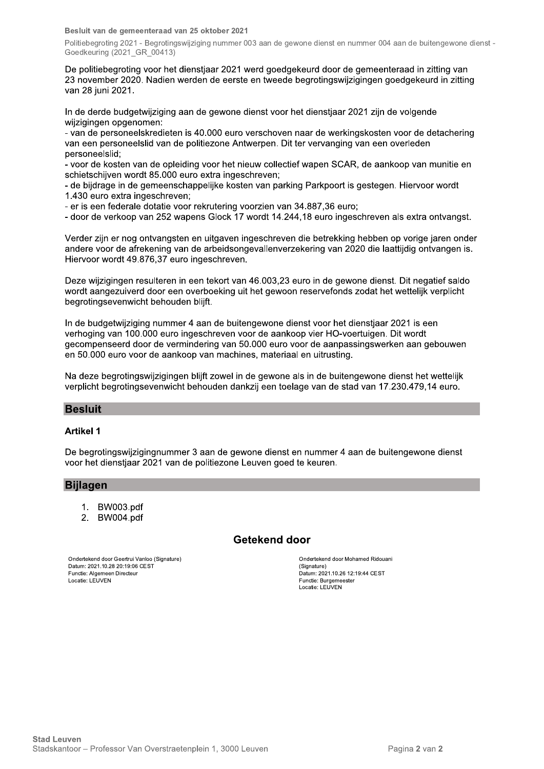Besluit van de gemeenteraad van 25 oktober 2021

Politiebegroting 2021 - Begrotingswijziging nummer 003 aan de gewone dienst en nummer 004 aan de buitengewone dienst - Goedkeuring (2021_GR_00413)

De politiebegroting voor het dienstjaar 2021 werd goedgekeurd door de gemeenteraad in zitting van 23 november 2020. Nadien werden de eerste en tweede begrotingswijzigingen goedgekeurd in zitting van 28 juni 2021.

In de derde budgetwijziging aan de gewone dienst voor het dienstjaar 2021 zijn de volgende wijzigingen opgenomen:
- van de personeelskredieten is 40.000 euro verschoven naar de werkingskosten voor de detachering van een personeelslid van de politiezone Antwerpen. Dit ter vervanging van een overleden personeelslid;
- voor de kosten van de opleiding voor het nieuw collectief wapen SCAR, de aankoop van munitie en schietschijven wordt 85.000 euro extra ingeschreven;
- de bijdrage in de gemeenschappelijke kosten van parking Parkpoort is gestegen. Hiervoor wordt 1.430 euro extra ingeschreven;
- er is een federale dotatie voor rekrutering voorzien van 34.887,36 euro;
- door de verkoop van 252 wapens Glock 17 wordt 14.244,18 euro ingeschreven als extra ontvangst.

Verder zijn er nog ontvangsten en uitgaven ingeschreven die betrekking hebben op vorige jaren onder andere voor de afrekening van de arbeidsongevallenverzekering van 2020 die laattijdig ontvangen is. Hiervoor wordt 49.876,37 euro ingeschreven.

Deze wijzigingen resulteren in een tekort van 46.003,23 euro in de gewone dienst. Dit negatief saldo wordt aangezuiverd door een overboeking uit het gewoon reservefonds zodat het wettelijk verplicht begrotingsevenwicht behouden blijft.

In de budgetwijziging nummer 4 aan de buitengewone dienst voor het dienstjaar 2021 is een verhoging van 100.000 euro ingeschreven voor de aankoop vier HO-voertuigen. Dit wordt gecompenseerd door de vermindering van 50.000 euro voor de aanpassingswerken aan gebouwen en 50.000 euro voor de aankoop van machines, materiaal en uitrusting.

Na deze begrotingswijzigingen blijft zowel in de gewone als in de buitengewone dienst het wettelijk verplicht begrotingsevenwicht behouden dankzij een toelage van de stad van 17.230.479,14 euro.

## Besluit

### Artikel 1

De begrotingswijzigingnummer 3 aan de gewone dienst en nummer 4 aan de buitengewone dienst voor het dienstjaar 2021 van de politiezone Leuven goed te keuren.

## Bijlagen

1. BW003.pdf
2. BW004.pdf

## Getekend door

Ondertekend door Geertrui Vanloo (Signature)
Datum: 2021.10.28 20:19:06 CEST
Functie: Algemeen Directeur
Locatie: LEUVEN

Ondertekend door Mohamed Ridouani (Signature)
Datum: 2021.10.26 12:19:44 CEST
Functie: Burgemeester
Locatie: LEUVEN

Stad Leuven
Stadskantoor – Professor Van Overstraetenplein 1, 3000 Leuven